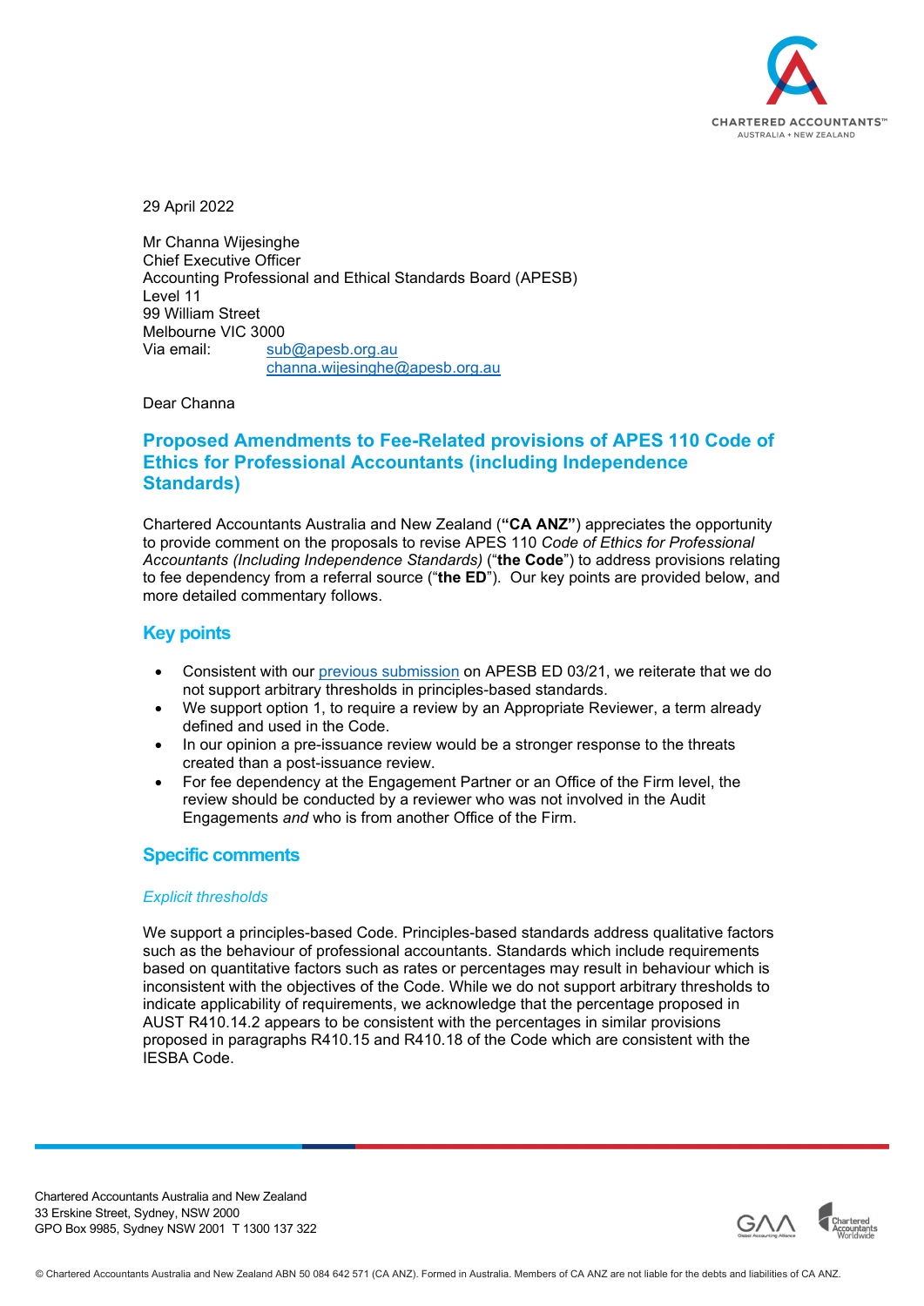29 April 2022

Mr Channa Wijesinghe
Chief Executive Officer
Accounting Professional and Ethical Standards Board (APESB)
Level 11
99 William Street
Melbourne VIC 3000
Via email: sub@apesb.org.au
channa.wijesinghe@apesb.org.au

Dear Channa

## Proposed Amendments to Fee-Related provisions of APES 110 Code of Ethics for Professional Accountants (including Independence Standards)

Chartered Accountants Australia and New Zealand (**"CA ANZ"**) appreciates the opportunity to provide comment on the proposals to revise APES 110 *Code of Ethics for Professional Accountants (Including Independence Standards)* ("**the Code**") to address provisions relating to fee dependency from a referral source ("**the ED**"). Our key points are provided below, and more detailed commentary follows.

## Key points

- Consistent with our previous submission on APESB ED 03/21, we reiterate that we do not support arbitrary thresholds in principles-based standards.
- We support option 1, to require a review by an Appropriate Reviewer, a term already defined and used in the Code.
- In our opinion a pre-issuance review would be a stronger response to the threats created than a post-issuance review.
- For fee dependency at the Engagement Partner or an Office of the Firm level, the review should be conducted by a reviewer who was not involved in the Audit Engagements *and* who is from another Office of the Firm.

## Specific comments

### *Explicit thresholds*

We support a principles-based Code. Principles-based standards address qualitative factors such as the behaviour of professional accountants. Standards which include requirements based on quantitative factors such as rates or percentages may result in behaviour which is inconsistent with the objectives of the Code. While we do not support arbitrary thresholds to indicate applicability of requirements, we acknowledge that the percentage proposed in AUST R410.14.2 appears to be consistent with the percentages in similar provisions proposed in paragraphs R410.15 and R410.18 of the Code which are consistent with the IESBA Code.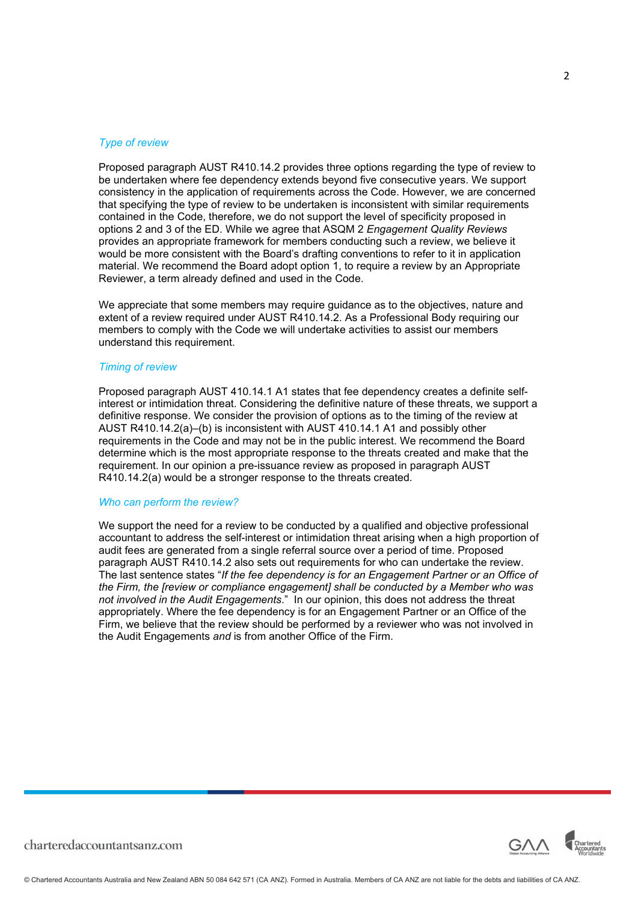### *Type of review*

Proposed paragraph AUST R410.14.2 provides three options regarding the type of review to be undertaken where fee dependency extends beyond five consecutive years. We support consistency in the application of requirements across the Code. However, we are concerned that specifying the type of review to be undertaken is inconsistent with similar requirements contained in the Code, therefore, we do not support the level of specificity proposed in options 2 and 3 of the ED. While we agree that ASQM 2 *Engagement Quality Reviews* provides an appropriate framework for members conducting such a review, we believe it would be more consistent with the Board's drafting conventions to refer to it in application material. We recommend the Board adopt option 1, to require a review by an Appropriate Reviewer, a term already defined and used in the Code.

We appreciate that some members may require guidance as to the objectives, nature and extent of a review required under AUST R410.14.2. As a Professional Body requiring our members to comply with the Code we will undertake activities to assist our members understand this requirement.

### *Timing of review*

Proposed paragraph AUST 410.14.1 A1 states that fee dependency creates a definite self-interest or intimidation threat. Considering the definitive nature of these threats, we support a definitive response. We consider the provision of options as to the timing of the review at AUST R410.14.2(a)–(b) is inconsistent with AUST 410.14.1 A1 and possibly other requirements in the Code and may not be in the public interest. We recommend the Board determine which is the most appropriate response to the threats created and make that the requirement. In our opinion a pre-issuance review as proposed in paragraph AUST R410.14.2(a) would be a stronger response to the threats created.

### *Who can perform the review?*

We support the need for a review to be conducted by a qualified and objective professional accountant to address the self-interest or intimidation threat arising when a high proportion of audit fees are generated from a single referral source over a period of time. Proposed paragraph AUST R410.14.2 also sets out requirements for who can undertake the review. The last sentence states "*If the fee dependency is for an Engagement Partner or an Office of the Firm, the [review or compliance engagement] shall be conducted by a Member who was not involved in the Audit Engagements*." In our opinion, this does not address the threat appropriately. Where the fee dependency is for an Engagement Partner or an Office of the Firm, we believe that the review should be performed by a reviewer who was not involved in the Audit Engagements *and* is from another Office of the Firm.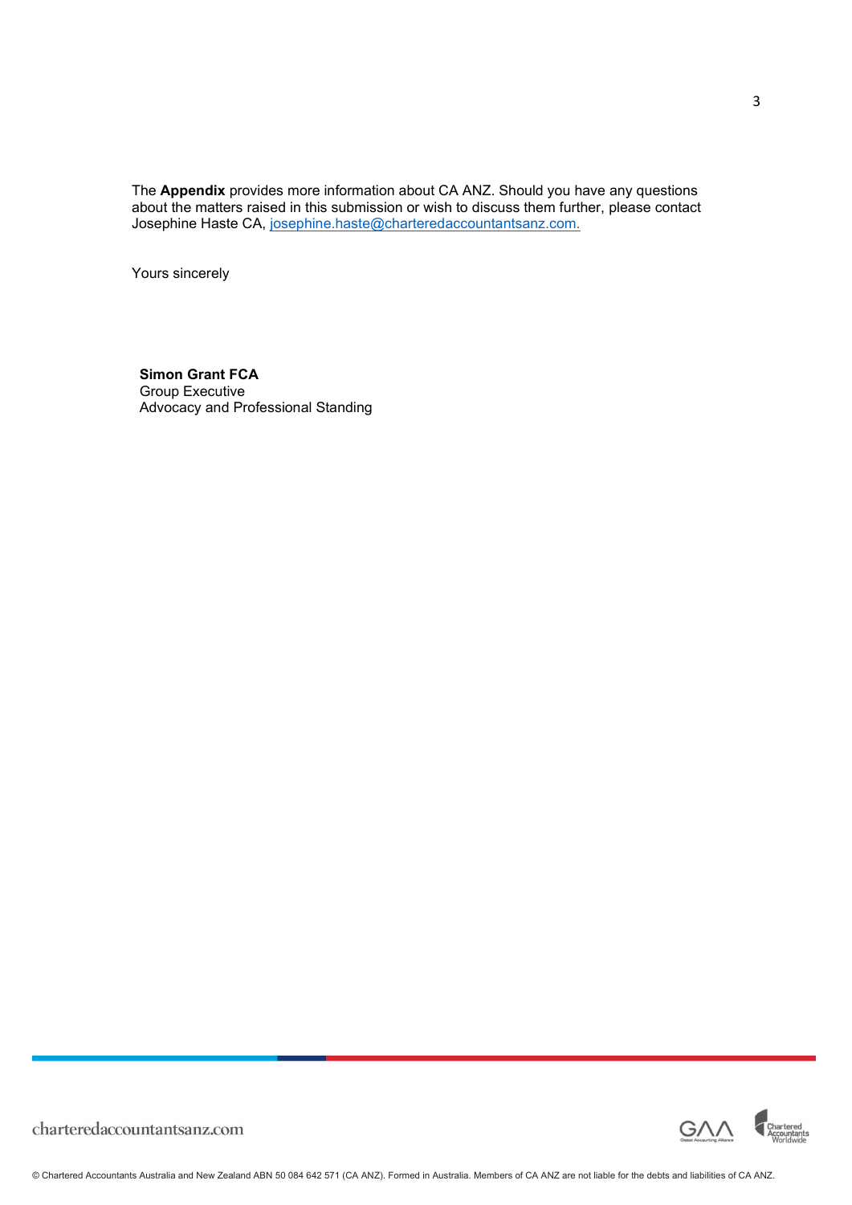The **Appendix** provides more information about CA ANZ. Should you have any questions about the matters raised in this submission or wish to discuss them further, please contact Josephine Haste CA, josephine.haste@charteredaccountantsanz.com.

Yours sincerely

**Simon Grant FCA**
Group Executive
Advocacy and Professional Standing

charteredaccountantsanz.com

© Chartered Accountants Australia and New Zealand ABN 50 084 642 571 (CA ANZ). Formed in Australia. Members of CA ANZ are not liable for the debts and liabilities of CA ANZ.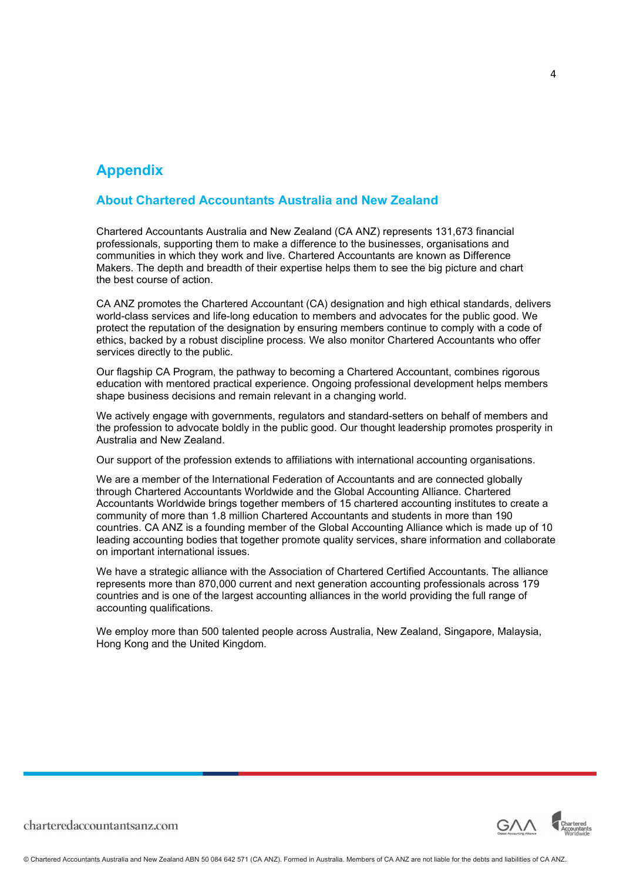# Appendix

## About Chartered Accountants Australia and New Zealand

Chartered Accountants Australia and New Zealand (CA ANZ) represents 131,673 financial professionals, supporting them to make a difference to the businesses, organisations and communities in which they work and live. Chartered Accountants are known as Difference Makers. The depth and breadth of their expertise helps them to see the big picture and chart the best course of action.

CA ANZ promotes the Chartered Accountant (CA) designation and high ethical standards, delivers world-class services and life-long education to members and advocates for the public good. We protect the reputation of the designation by ensuring members continue to comply with a code of ethics, backed by a robust discipline process. We also monitor Chartered Accountants who offer services directly to the public.

Our flagship CA Program, the pathway to becoming a Chartered Accountant, combines rigorous education with mentored practical experience. Ongoing professional development helps members shape business decisions and remain relevant in a changing world.

We actively engage with governments, regulators and standard-setters on behalf of members and the profession to advocate boldly in the public good. Our thought leadership promotes prosperity in Australia and New Zealand.

Our support of the profession extends to affiliations with international accounting organisations.

We are a member of the International Federation of Accountants and are connected globally through Chartered Accountants Worldwide and the Global Accounting Alliance. Chartered Accountants Worldwide brings together members of 15 chartered accounting institutes to create a community of more than 1.8 million Chartered Accountants and students in more than 190 countries. CA ANZ is a founding member of the Global Accounting Alliance which is made up of 10 leading accounting bodies that together promote quality services, share information and collaborate on important international issues.

We have a strategic alliance with the Association of Chartered Certified Accountants. The alliance represents more than 870,000 current and next generation accounting professionals across 179 countries and is one of the largest accounting alliances in the world providing the full range of accounting qualifications.

We employ more than 500 talented people across Australia, New Zealand, Singapore, Malaysia, Hong Kong and the United Kingdom.

charteredaccountantsanz.com

© Chartered Accountants Australia and New Zealand ABN 50 084 642 571 (CA ANZ). Formed in Australia. Members of CA ANZ are not liable for the debts and liabilities of CA ANZ.